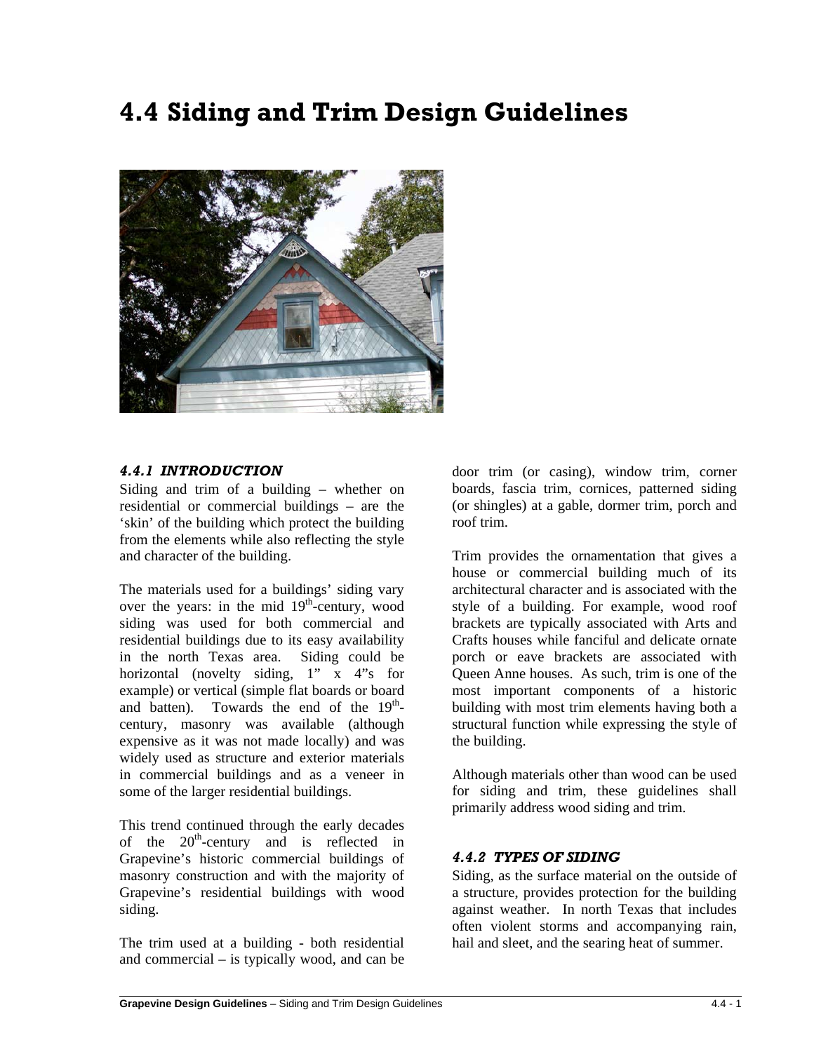# 4.4 Siding and Trim Design Guidelines

### *4.4.1 INTRODUCTION*

Siding and trim of a building – whether on residential or commercial buildings – are the 'skin' of the building which protect the building from the elements while also reflecting the style and character of the building.

The materials used for a buildings' siding vary over the years: in the mid 19th-century, wood siding was used for both commercial and residential buildings due to its easy availability in the north Texas area. Siding could be horizontal (novelty siding, 1" x 4"s for example) or vertical (simple flat boards or board and batten). Towards the end of the 19th-century, masonry was available (although expensive as it was not made locally) and was widely used as structure and exterior materials in commercial buildings and as a veneer in some of the larger residential buildings.

This trend continued through the early decades of the 20th-century and is reflected in Grapevine's historic commercial buildings of masonry construction and with the majority of Grapevine's residential buildings with wood siding.

The trim used at a building - both residential and commercial – is typically wood, and can be door trim (or casing), window trim, corner boards, fascia trim, cornices, patterned siding (or shingles) at a gable, dormer trim, porch and roof trim.

Trim provides the ornamentation that gives a house or commercial building much of its architectural character and is associated with the style of a building. For example, wood roof brackets are typically associated with Arts and Crafts houses while fanciful and delicate ornate porch or eave brackets are associated with Queen Anne houses. As such, trim is one of the most important components of a historic building with most trim elements having both a structural function while expressing the style of the building.

Although materials other than wood can be used for siding and trim, these guidelines shall primarily address wood siding and trim.

### *4.4.2 TYPES OF SIDING*

Siding, as the surface material on the outside of a structure, provides protection for the building against weather. In north Texas that includes often violent storms and accompanying rain, hail and sleet, and the searing heat of summer.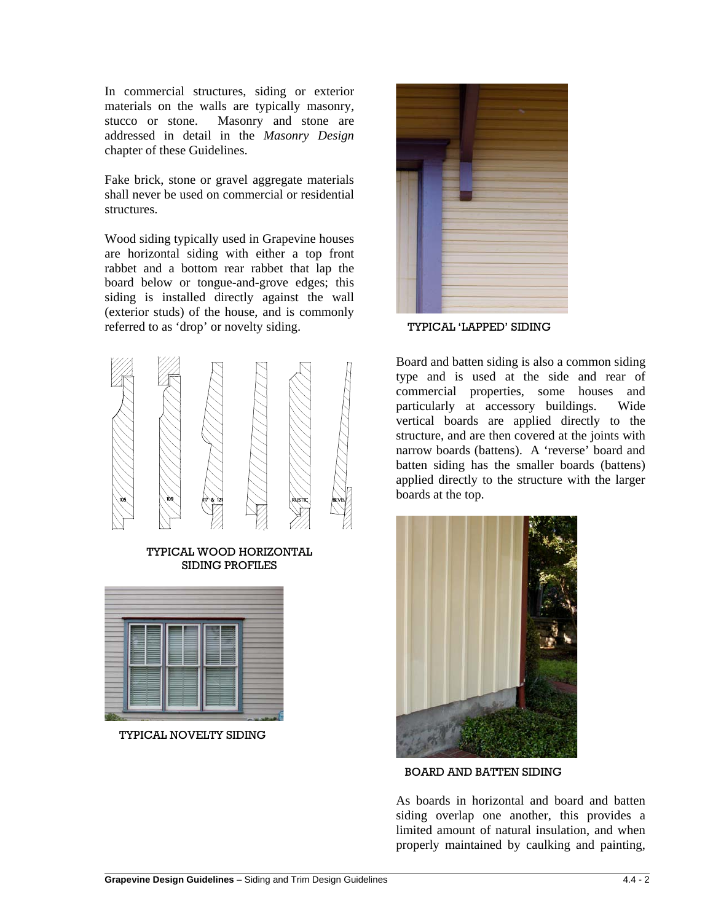In commercial structures, siding or exterior materials on the walls are typically masonry, stucco or stone. Masonry and stone are addressed in detail in the *Masonry Design* chapter of these Guidelines.

Fake brick, stone or gravel aggregate materials shall never be used on commercial or residential structures.

Wood siding typically used in Grapevine houses are horizontal siding with either a top front rabbet and a bottom rear rabbet that lap the board below or tongue-and-grove edges; this siding is installed directly against the wall (exterior studs) of the house, and is commonly referred to as 'drop' or novelty siding.

TYPICAL WOOD HORIZONTAL SIDING PROFILES

TYPICAL NOVELTY SIDING

TYPICAL 'LAPPED' SIDING

Board and batten siding is also a common siding type and is used at the side and rear of commercial properties, some houses and particularly at accessory buildings. Wide vertical boards are applied directly to the structure, and are then covered at the joints with narrow boards (battens). A 'reverse' board and batten siding has the smaller boards (battens) applied directly to the structure with the larger boards at the top.

BOARD AND BATTEN SIDING

As boards in horizontal and board and batten siding overlap one another, this provides a limited amount of natural insulation, and when properly maintained by caulking and painting,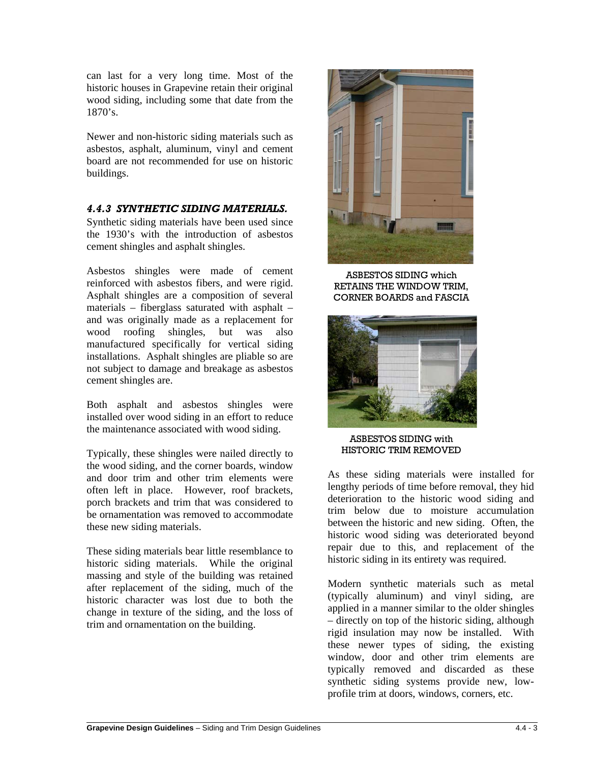can last for a very long time. Most of the historic houses in Grapevine retain their original wood siding, including some that date from the 1870's.

Newer and non-historic siding materials such as asbestos, asphalt, aluminum, vinyl and cement board are not recommended for use on historic buildings.

### *4.4.3 SYNTHETIC SIDING MATERIALS.*

Synthetic siding materials have been used since the 1930's with the introduction of asbestos cement shingles and asphalt shingles.

Asbestos shingles were made of cement reinforced with asbestos fibers, and were rigid. Asphalt shingles are a composition of several materials – fiberglass saturated with asphalt – and was originally made as a replacement for wood roofing shingles, but was also manufactured specifically for vertical siding installations. Asphalt shingles are pliable so are not subject to damage and breakage as asbestos cement shingles are.

Both asphalt and asbestos shingles were installed over wood siding in an effort to reduce the maintenance associated with wood siding.

Typically, these shingles were nailed directly to the wood siding, and the corner boards, window and door trim and other trim elements were often left in place. However, roof brackets, porch brackets and trim that was considered to be ornamentation was removed to accommodate these new siding materials.

These siding materials bear little resemblance to historic siding materials. While the original massing and style of the building was retained after replacement of the siding, much of the historic character was lost due to both the change in texture of the siding, and the loss of trim and ornamentation on the building.

ASBESTOS SIDING which RETAINS THE WINDOW TRIM, CORNER BOARDS and FASCIA

ASBESTOS SIDING with HISTORIC TRIM REMOVED

As these siding materials were installed for lengthy periods of time before removal, they hid deterioration to the historic wood siding and trim below due to moisture accumulation between the historic and new siding. Often, the historic wood siding was deteriorated beyond repair due to this, and replacement of the historic siding in its entirety was required.

Modern synthetic materials such as metal (typically aluminum) and vinyl siding, are applied in a manner similar to the older shingles – directly on top of the historic siding, although rigid insulation may now be installed. With these newer types of siding, the existing window, door and other trim elements are typically removed and discarded as these synthetic siding systems provide new, low-profile trim at doors, windows, corners, etc.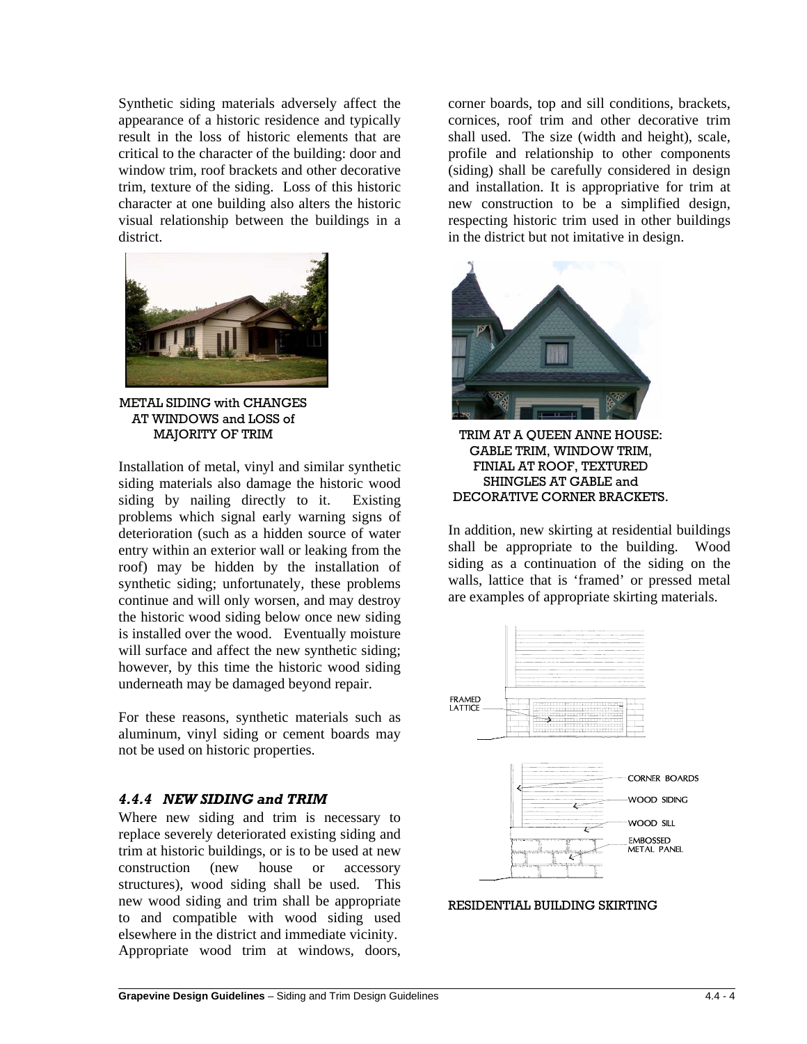Synthetic siding materials adversely affect the appearance of a historic residence and typically result in the loss of historic elements that are critical to the character of the building: door and window trim, roof brackets and other decorative trim, texture of the siding. Loss of this historic character at one building also alters the historic visual relationship between the buildings in a district.

METAL SIDING with CHANGES AT WINDOWS and LOSS of MAJORITY OF TRIM

Installation of metal, vinyl and similar synthetic siding materials also damage the historic wood siding by nailing directly to it. Existing problems which signal early warning signs of deterioration (such as a hidden source of water entry within an exterior wall or leaking from the roof) may be hidden by the installation of synthetic siding; unfortunately, these problems continue and will only worsen, and may destroy the historic wood siding below once new siding is installed over the wood. Eventually moisture will surface and affect the new synthetic siding; however, by this time the historic wood siding underneath may be damaged beyond repair.

For these reasons, synthetic materials such as aluminum, vinyl siding or cement boards may not be used on historic properties.

### *4.4.4 NEW SIDING and TRIM*

Where new siding and trim is necessary to replace severely deteriorated existing siding and trim at historic buildings, or is to be used at new construction (new house or accessory structures), wood siding shall be used. This new wood siding and trim shall be appropriate to and compatible with wood siding used elsewhere in the district and immediate vicinity. Appropriate wood trim at windows, doors, corner boards, top and sill conditions, brackets, cornices, roof trim and other decorative trim shall used. The size (width and height), scale, profile and relationship to other components (siding) shall be carefully considered in design and installation. It is appropriative for trim at new construction to be a simplified design, respecting historic trim used in other buildings in the district but not imitative in design.

TRIM AT A QUEEN ANNE HOUSE: GABLE TRIM, WINDOW TRIM, FINIAL AT ROOF, TEXTURED SHINGLES AT GABLE and DECORATIVE CORNER BRACKETS.

In addition, new skirting at residential buildings shall be appropriate to the building. Wood siding as a continuation of the siding on the walls, lattice that is 'framed' or pressed metal are examples of appropriate skirting materials.

FRAMED LATTICE

CORNER BOARDS

WOOD SIDING

WOOD SILL

EMBOSSED METAL PANEL

RESIDENTIAL BUILDING SKIRTING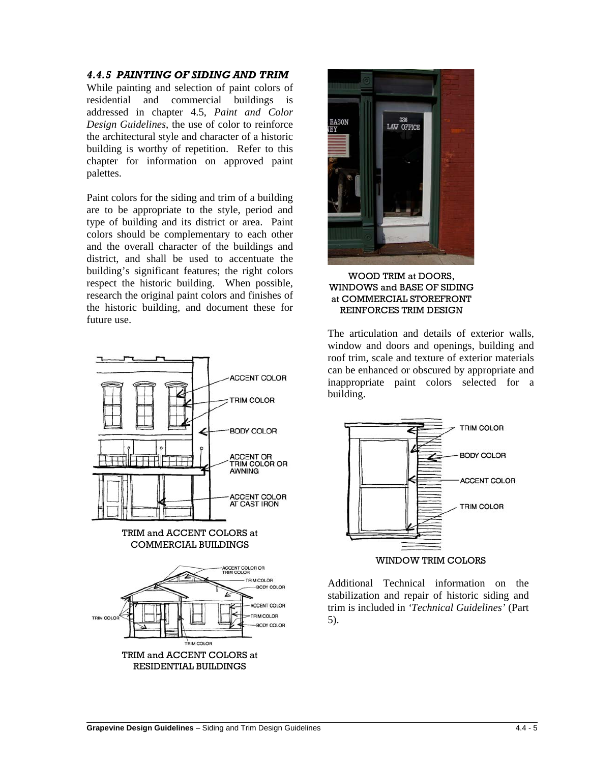### *4.4.5 PAINTING OF SIDING AND TRIM*

While painting and selection of paint colors of residential and commercial buildings is addressed in chapter 4.5, *Paint and Color Design Guidelines*, the use of color to reinforce the architectural style and character of a historic building is worthy of repetition. Refer to this chapter for information on approved paint palettes.

Paint colors for the siding and trim of a building are to be appropriate to the style, period and type of building and its district or area. Paint colors should be complementary to each other and the overall character of the buildings and district, and shall be used to accentuate the building's significant features; the right colors respect the historic building. When possible, research the original paint colors and finishes of the historic building, and document these for future use.

ACCENT COLOR
TRIM COLOR
BODY COLOR
ACCENT OR TRIM COLOR OR AWNING
ACCENT COLOR AT CAST IRON

TRIM and ACCENT COLORS at COMMERCIAL BUILDINGS

ACCENT COLOR OR TRIM COLOR
TRIM COLOR
BODY COLOR
ACCENT COLOR
TRIM COLOR
BODY COLOR
TRIM COLOR
TRIM COLOR

TRIM and ACCENT COLORS at RESIDENTIAL BUILDINGS

WOOD TRIM at DOORS, WINDOWS and BASE OF SIDING at COMMERCIAL STOREFRONT REINFORCES TRIM DESIGN

The articulation and details of exterior walls, window and doors and openings, building and roof trim, scale and texture of exterior materials can be enhanced or obscured by appropriate and inappropriate paint colors selected for a building.

TRIM COLOR
BODY COLOR
ACCENT COLOR
TRIM COLOR

WINDOW TRIM COLORS

Additional Technical information on the stabilization and repair of historic siding and trim is included in *'Technical Guidelines'* (Part 5).